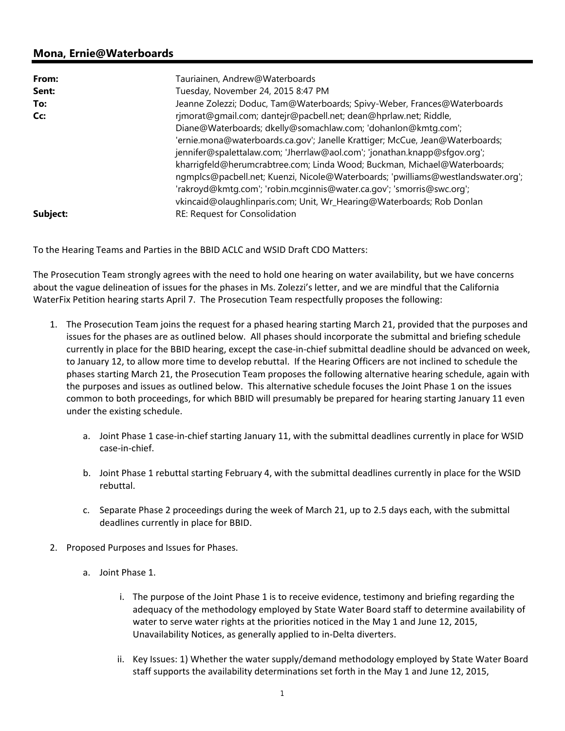## Mona, Ernie@Waterboards

**From:** Tauriainen, Andrew@Waterboards
**Sent:** Tuesday, November 24, 2015 8:47 PM
**To:** Jeanne Zolezzi; Doduc, Tam@Waterboards; Spivy-Weber, Frances@Waterboards
**Cc:** rjmorat@gmail.com; dantejr@pacbell.net; dean@hprlaw.net; Riddle, Diane@Waterboards; dkelly@somachlaw.com; 'dohanlon@kmtg.com'; 'ernie.mona@waterboards.ca.gov'; Janelle Krattiger; McCue, Jean@Waterboards; jennifer@spalettalaw.com; 'Jherrlaw@aol.com'; 'jonathan.knapp@sfgov.org'; kharrigfeld@herumcrabtree.com; Linda Wood; Buckman, Michael@Waterboards; ngmplcs@pacbell.net; Kuenzi, Nicole@Waterboards; 'pwilliams@westlandswater.org'; 'rakroyd@kmtg.com'; 'robin.mcginnis@water.ca.gov'; 'smorris@swc.org'; vkincaid@olaughlinparis.com; Unit, Wr_Hearing@Waterboards; Rob Donlan
**Subject:** RE: Request for Consolidation

To the Hearing Teams and Parties in the BBID ACLC and WSID Draft CDO Matters:

The Prosecution Team strongly agrees with the need to hold one hearing on water availability, but we have concerns about the vague delineation of issues for the phases in Ms. Zolezzi's letter, and we are mindful that the California WaterFix Petition hearing starts April 7. The Prosecution Team respectfully proposes the following:

1. The Prosecution Team joins the request for a phased hearing starting March 21, provided that the purposes and issues for the phases are as outlined below. All phases should incorporate the submittal and briefing schedule currently in place for the BBID hearing, except the case-in-chief submittal deadline should be advanced on week, to January 12, to allow more time to develop rebuttal. If the Hearing Officers are not inclined to schedule the phases starting March 21, the Prosecution Team proposes the following alternative hearing schedule, again with the purposes and issues as outlined below. This alternative schedule focuses the Joint Phase 1 on the issues common to both proceedings, for which BBID will presumably be prepared for hearing starting January 11 even under the existing schedule.

    a. Joint Phase 1 case-in-chief starting January 11, with the submittal deadlines currently in place for WSID case-in-chief.

    b. Joint Phase 1 rebuttal starting February 4, with the submittal deadlines currently in place for the WSID rebuttal.

    c. Separate Phase 2 proceedings during the week of March 21, up to 2.5 days each, with the submittal deadlines currently in place for BBID.

2. Proposed Purposes and Issues for Phases.

    a. Joint Phase 1.

        i. The purpose of the Joint Phase 1 is to receive evidence, testimony and briefing regarding the adequacy of the methodology employed by State Water Board staff to determine availability of water to serve water rights at the priorities noticed in the May 1 and June 12, 2015, Unavailability Notices, as generally applied to in-Delta diverters.

        ii. Key Issues: 1) Whether the water supply/demand methodology employed by State Water Board staff supports the availability determinations set forth in the May 1 and June 12, 2015,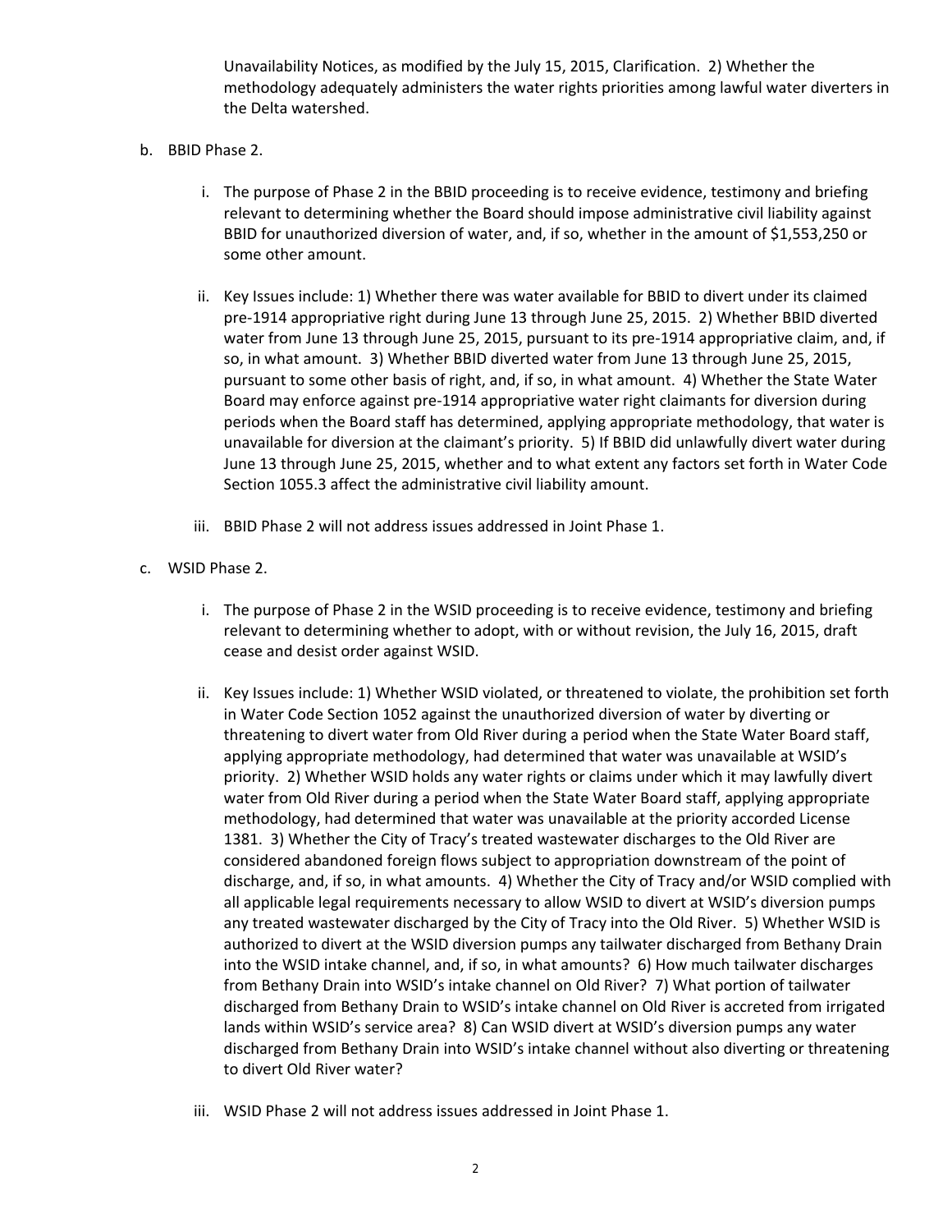Unavailability Notices, as modified by the July 15, 2015, Clarification. 2) Whether the methodology adequately administers the water rights priorities among lawful water diverters in the Delta watershed.

b. BBID Phase 2.

   i. The purpose of Phase 2 in the BBID proceeding is to receive evidence, testimony and briefing relevant to determining whether the Board should impose administrative civil liability against BBID for unauthorized diversion of water, and, if so, whether in the amount of $1,553,250 or some other amount.

   ii. Key Issues include: 1) Whether there was water available for BBID to divert under its claimed pre-1914 appropriative right during June 13 through June 25, 2015. 2) Whether BBID diverted water from June 13 through June 25, 2015, pursuant to its pre-1914 appropriative claim, and, if so, in what amount. 3) Whether BBID diverted water from June 13 through June 25, 2015, pursuant to some other basis of right, and, if so, in what amount. 4) Whether the State Water Board may enforce against pre-1914 appropriative water right claimants for diversion during periods when the Board staff has determined, applying appropriate methodology, that water is unavailable for diversion at the claimant's priority. 5) If BBID did unlawfully divert water during June 13 through June 25, 2015, whether and to what extent any factors set forth in Water Code Section 1055.3 affect the administrative civil liability amount.

   iii. BBID Phase 2 will not address issues addressed in Joint Phase 1.

c. WSID Phase 2.

   i. The purpose of Phase 2 in the WSID proceeding is to receive evidence, testimony and briefing relevant to determining whether to adopt, with or without revision, the July 16, 2015, draft cease and desist order against WSID.

   ii. Key Issues include: 1) Whether WSID violated, or threatened to violate, the prohibition set forth in Water Code Section 1052 against the unauthorized diversion of water by diverting or threatening to divert water from Old River during a period when the State Water Board staff, applying appropriate methodology, had determined that water was unavailable at WSID's priority. 2) Whether WSID holds any water rights or claims under which it may lawfully divert water from Old River during a period when the State Water Board staff, applying appropriate methodology, had determined that water was unavailable at the priority accorded License 1381. 3) Whether the City of Tracy's treated wastewater discharges to the Old River are considered abandoned foreign flows subject to appropriation downstream of the point of discharge, and, if so, in what amounts. 4) Whether the City of Tracy and/or WSID complied with all applicable legal requirements necessary to allow WSID to divert at WSID's diversion pumps any treated wastewater discharged by the City of Tracy into the Old River. 5) Whether WSID is authorized to divert at the WSID diversion pumps any tailwater discharged from Bethany Drain into the WSID intake channel, and, if so, in what amounts? 6) How much tailwater discharges from Bethany Drain into WSID's intake channel on Old River? 7) What portion of tailwater discharged from Bethany Drain to WSID's intake channel on Old River is accreted from irrigated lands within WSID's service area? 8) Can WSID divert at WSID's diversion pumps any water discharged from Bethany Drain into WSID's intake channel without also diverting or threatening to divert Old River water?

   iii. WSID Phase 2 will not address issues addressed in Joint Phase 1.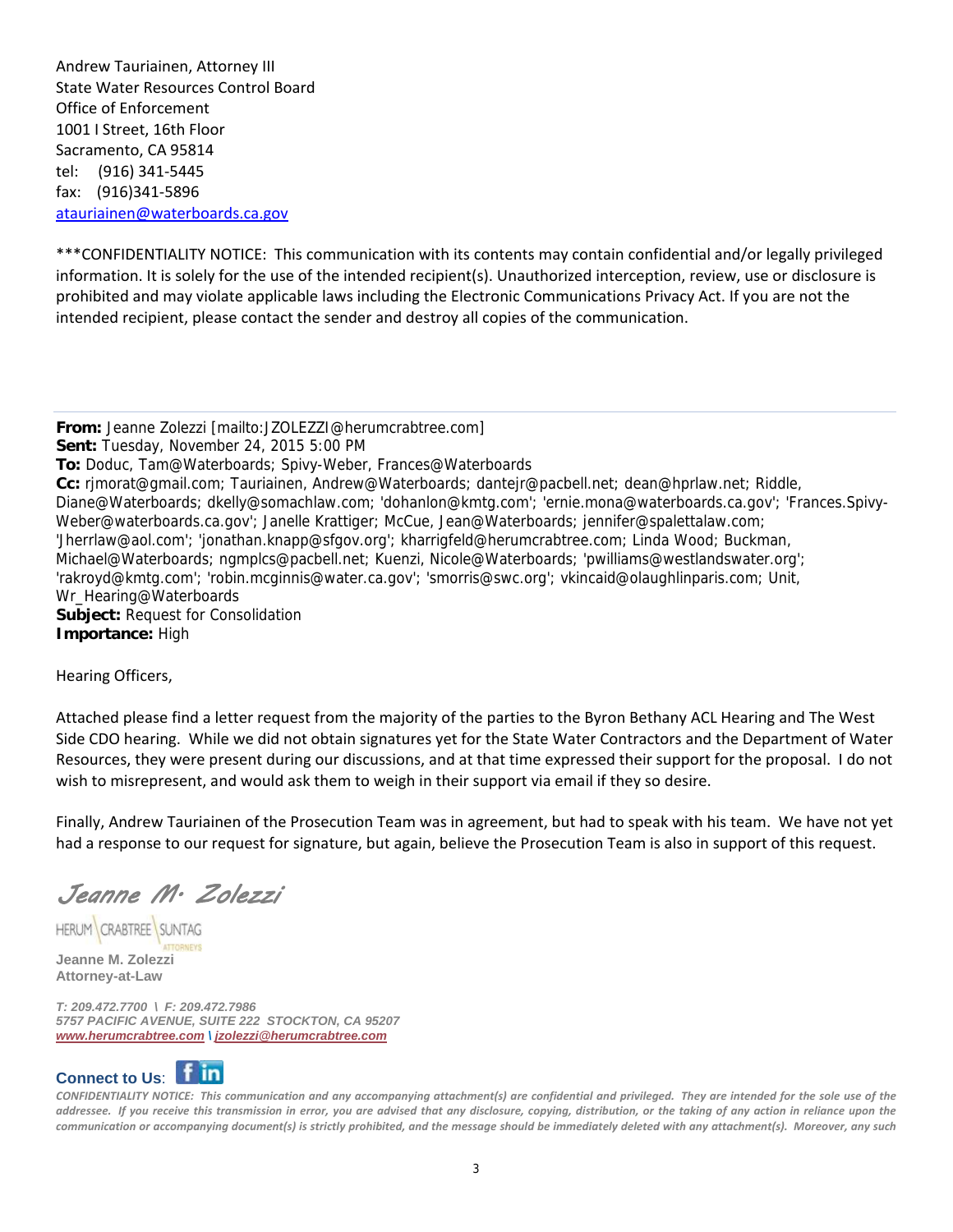Andrew Tauriainen, Attorney III
State Water Resources Control Board
Office of Enforcement
1001 I Street, 16th Floor
Sacramento, CA 95814
tel: (916) 341-5445
fax: (916)341-5896
atauriainen@waterboards.ca.gov

***CONFIDENTIALITY NOTICE: This communication with its contents may contain confidential and/or legally privileged information. It is solely for the use of the intended recipient(s). Unauthorized interception, review, use or disclosure is prohibited and may violate applicable laws including the Electronic Communications Privacy Act. If you are not the intended recipient, please contact the sender and destroy all copies of the communication.

---

**From:** Jeanne Zolezzi [mailto:JZOLEZZI@herumcrabtree.com]
**Sent:** Tuesday, November 24, 2015 5:00 PM
**To:** Doduc, Tam@Waterboards; Spivy-Weber, Frances@Waterboards
**Cc:** rjmorat@gmail.com; Tauriainen, Andrew@Waterboards; dantejr@pacbell.net; dean@hprlaw.net; Riddle, Diane@Waterboards; dkelly@somachlaw.com; 'dohanlon@kmtg.com'; 'ernie.mona@waterboards.ca.gov'; 'Frances.Spivy-Weber@waterboards.ca.gov'; Janelle Krattiger; McCue, Jean@Waterboards; jennifer@spalettalaw.com; 'Jherrlaw@aol.com'; 'jonathan.knapp@sfgov.org'; kharrigfeld@herumcrabtree.com; Linda Wood; Buckman, Michael@Waterboards; ngmplcs@pacbell.net; Kuenzi, Nicole@Waterboards; 'pwilliams@westlandswater.org'; 'rakroyd@kmtg.com'; 'robin.mcginnis@water.ca.gov'; 'smorris@swc.org'; vkincaid@olaughlinparis.com; Unit, Wr_Hearing@Waterboards
**Subject:** Request for Consolidation
**Importance:** High

Hearing Officers,

Attached please find a letter request from the majority of the parties to the Byron Bethany ACL Hearing and The West Side CDO hearing. While we did not obtain signatures yet for the State Water Contractors and the Department of Water Resources, they were present during our discussions, and at that time expressed their support for the proposal. I do not wish to misrepresent, and would ask them to weigh in their support via email if they so desire.

Finally, Andrew Tauriainen of the Prosecution Team was in agreement, but had to speak with his team. We have not yet had a response to our request for signature, but again, believe the Prosecution Team is also in support of this request.

*Jeanne M. Zolezzi*

HERUM CRABTREE SUNTAG ATTORNEYS

**Jeanne M. Zolezzi**
**Attorney-at-Law**

***T: 209.472.7700 \ F: 209.472.7986***
***5757 PACIFIC AVENUE, SUITE 222 STOCKTON, CA 95207***
***www.herumcrabtree.com \ jzolezzi@herumcrabtree.com***

**Connect to Us**:

*CONFIDENTIALITY NOTICE: This communication and any accompanying attachment(s) are confidential and privileged. They are intended for the sole use of the addressee. If you receive this transmission in error, you are advised that any disclosure, copying, distribution, or the taking of any action in reliance upon the communication or accompanying document(s) is strictly prohibited, and the message should be immediately deleted with any attachment(s). Moreover, any such*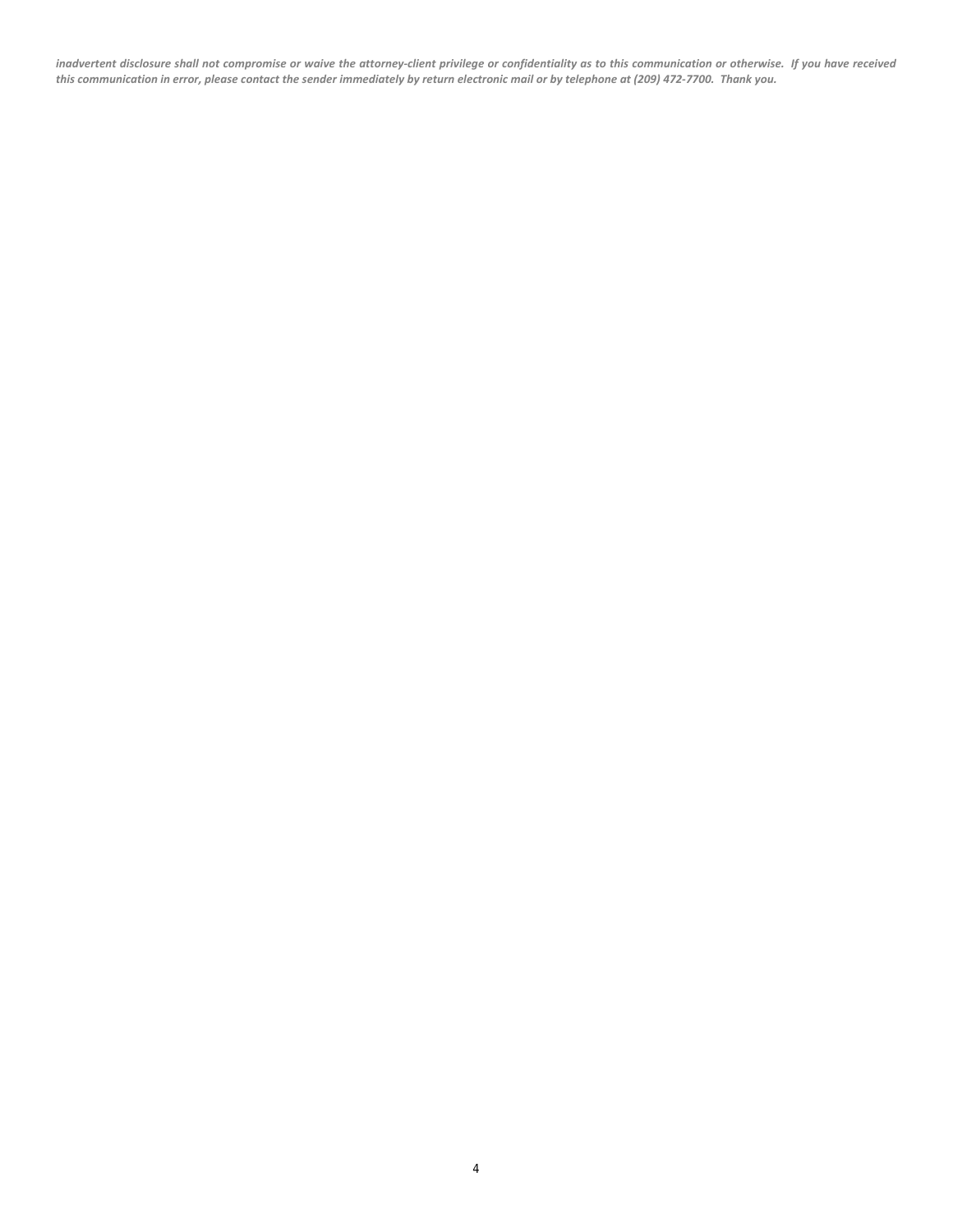***inadvertent disclosure shall not compromise or waive the attorney-client privilege or confidentiality as to this communication or otherwise. If you have received this communication in error, please contact the sender immediately by return electronic mail or by telephone at (209) 472-7700. Thank you.***